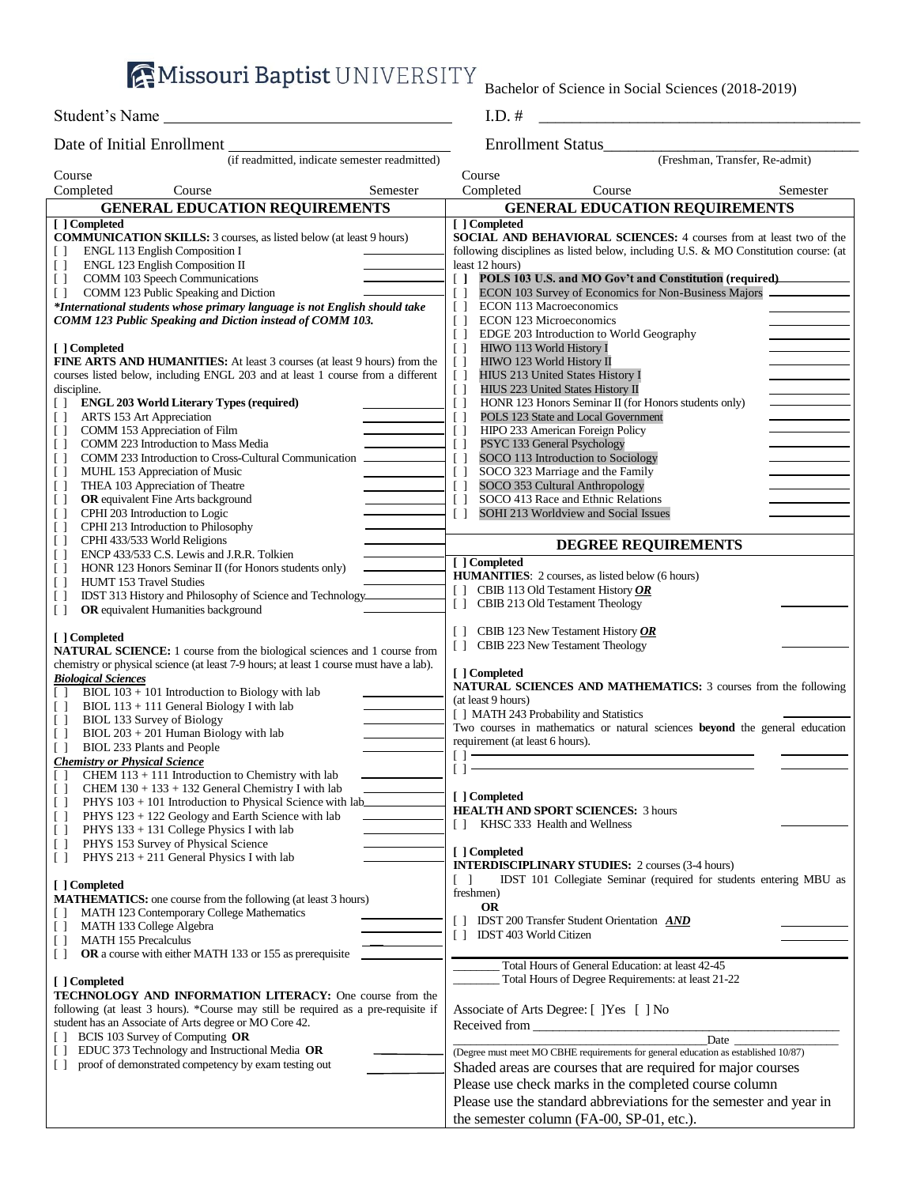# Missouri Baptist UNIVERSITY

Bachelor of Science in Social Sciences (2018-2019)

Student's Name ___________________________________ I.D. # ________________________________________

Date of Initial Enrollment ____________________________ Enrollment Status________________________________

(if readmitted, indicate semester readmitted) (Freshman, Transfer, Re-admit)

Course Completed | Course | Semester

## GENERAL EDUCATION REQUIREMENTS

[ ] Completed

**COMMUNICATION SKILLS:** 3 courses, as listed below (at least 9 hours)

- [ ] ENGL 113 English Composition I ________
- [ ] ENGL 123 English Composition II ________
- [ ] COMM 103 Speech Communications ________
- [ ] COMM 123 Public Speaking and Diction ________

***International students whose primary language is not English should take COMM 123 Public Speaking and Diction instead of COMM 103.***

[ ] Completed

**FINE ARTS AND HUMANITIES:** At least 3 courses (at least 9 hours) from the courses listed below, including ENGL 203 and at least 1 course from a different discipline.

- [ ] **ENGL 203 World Literary Types (required)** ________
- [ ] ARTS 153 Art Appreciation ________
- [ ] COMM 153 Appreciation of Film ________
- [ ] COMM 223 Introduction to Mass Media ________
- [ ] COMM 233 Introduction to Cross-Cultural Communication ________
- [ ] MUHL 153 Appreciation of Music ________
- [ ] THEA 103 Appreciation of Theatre ________
- [ ] **OR** equivalent Fine Arts background ________
- [ ] CPHI 203 Introduction to Logic ________
- [ ] CPHI 213 Introduction to Philosophy ________
- [ ] CPHI 433/533 World Religions ________
- [ ] ENCP 433/533 C.S. Lewis and J.R.R. Tolkien ________
- [ ] HONR 123 Honors Seminar II (for Honors students only) ________
- [ ] HUMT 153 Travel Studies ________
- [ ] IDST 313 History and Philosophy of Science and Technology ________
- [ ] **OR** equivalent Humanities background ________

[ ] Completed

**NATURAL SCIENCE:** 1 course from the biological sciences and 1 course from chemistry or physical science (at least 7-9 hours; at least 1 course must have a lab).

***Biological Sciences***

- [ ] BIOL 103 + 101 Introduction to Biology with lab ________
- [ ] BIOL 113 + 111 General Biology I with lab ________
- [ ] BIOL 133 Survey of Biology ________
- [ ] BIOL 203 + 201 Human Biology with lab ________
- [ ] BIOL 233 Plants and People ________

***Chemistry or Physical Science***

- [ ] CHEM 113 + 111 Introduction to Chemistry with lab ________
- [ ] CHEM 130 + 133 + 132 General Chemistry I with lab ________
- [ ] PHYS 103 + 101 Introduction to Physical Science with lab ________
- [ ] PHYS 123 + 122 Geology and Earth Science with lab ________
- [ ] PHYS 133 + 131 College Physics I with lab ________
- [ ] PHYS 153 Survey of Physical Science ________
- [ ] PHYS 213 + 211 General Physics I with lab ________

[ ] Completed

**MATHEMATICS:** one course from the following (at least 3 hours)

- [ ] MATH 123 Contemporary College Mathematics ________
- [ ] MATH 133 College Algebra ________
- [ ] MATH 155 Precalculus ________
- [ ] **OR** a course with either MATH 133 or 155 as prerequisite ________

[ ] Completed

**TECHNOLOGY AND INFORMATION LITERACY:** One course from the following (at least 3 hours). *Course may still be required as a pre-requisite if student has an Associate of Arts degree or MO Core 42.

- [ ] BCIS 103 Survey of Computing **OR**
- [ ] EDUC 373 Technology and Instructional Media **OR** ________
- [ ] proof of demonstrated competency by exam testing out ________

## GENERAL EDUCATION REQUIREMENTS

[ ] Completed

**SOCIAL AND BEHAVIORAL SCIENCES:** 4 courses from at least two of the following disciplines as listed below, including U.S. & MO Constitution course: (at least 12 hours)

- [ ] **POLS 103 U.S. and MO Gov't and Constitution (required)** ________
- [ ] ECON 103 Survey of Economics for Non-Business Majors ________
- [ ] ECON 113 Macroeconomics ________
- [ ] ECON 123 Microeconomics ________
- [ ] EDGE 203 Introduction to World Geography ________
- [ ] HIWO 113 World History I ________
- [ ] HIWO 123 World History II ________
- [ ] HIUS 213 United States History I ________
- [ ] HIUS 223 United States History II ________
- [ ] HONR 123 Honors Seminar II (for Honors students only) ________
- [ ] POLS 123 State and Local Government ________
- [ ] HIPO 233 American Foreign Policy ________
- [ ] PSYC 133 General Psychology ________
- [ ] SOCO 113 Introduction to Sociology ________
- [ ] SOCO 323 Marriage and the Family ________
- [ ] SOCO 353 Cultural Anthropology ________
- [ ] SOCO 413 Race and Ethnic Relations ________
- [ ] SOHI 213 Worldview and Social Issues ________

## DEGREE REQUIREMENTS

[ ] Completed

**HUMANITIES**: 2 courses, as listed below (6 hours)

- [ ] CBIB 113 Old Testament History ***OR***
- [ ] CBIB 213 Old Testament Theology ________

- [ ] CBIB 123 New Testament History ***OR***
- [ ] CBIB 223 New Testament Theology ________

[ ] Completed

**NATURAL SCIENCES AND MATHEMATICS:** 3 courses from the following (at least 9 hours)

- [ ] MATH 243 Probability and Statistics ________

Two courses in mathematics or natural sciences **beyond** the general education requirement (at least 6 hours).

- [ ] ________________________________________ ________
- [ ] ________________________________________ ________

[ ] Completed

**HEALTH AND SPORT SCIENCES:** 3 hours

- [ ] KHSC 333 Health and Wellness ________

[ ] Completed

**INTERDISCIPLINARY STUDIES:** 2 courses (3-4 hours)

- [ ] IDST 101 Collegiate Seminar (required for students entering MBU as freshmen)

**OR**

- [ ] IDST 200 Transfer Student Orientation ***AND*** ________
- [ ] IDST 403 World Citizen ________

________ Total Hours of General Education: at least 42-45

________ Total Hours of Degree Requirements: at least 21-22

Associate of Arts Degree: [ ]Yes [ ] No

Received from ________________________________________________

______________________________________Date _______________

(Degree must meet MO CBHE requirements for general education as established 10/87)

Shaded areas are courses that are required for major courses

Please use check marks in the completed course column

Please use the standard abbreviations for the semester and year in the semester column (FA-00, SP-01, etc.).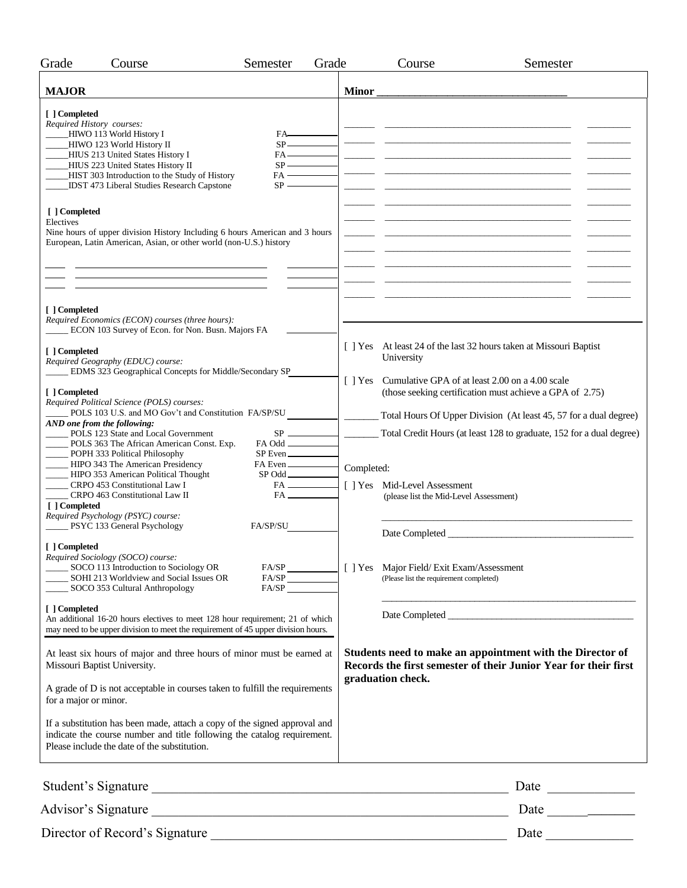| Grade | Course | Semester | Grade | Course | Semester |
|---|---|---|---|---|---|

**MAJOR**

[ ] Completed
*Required History courses:*
_____HIWO 113 World History I FA__________
_____HIWO 123 World History II SP__________
_____HIUS 213 United States History I FA__________
_____HIUS 223 United States History II SP__________
_____HIST 303 Introduction to the Study of History FA__________
_____IDST 473 Liberal Studies Research Capstone SP__________

[ ] Completed
Electives
Nine hours of upper division History Including 6 hours American and 3 hours European, Latin American, Asian, or other world (non-U.S.) history

____ ______________________________ __________
____ ______________________________ __________
____ ______________________________ __________

[ ] Completed
*Required Economics (ECON) courses (three hours):*
_____ ECON 103 Survey of Econ. for Non. Busn. Majors FA __________

[ ] Completed
*Required Geography (EDUC) course:*
_____ EDMS 323 Geographical Concepts for Middle/Secondary SP__________

[ ] Completed
*Required Political Science (POLS) courses:*
_____ POLS 103 U.S. and MO Gov't and Constitution FA/SP/SU __________
***AND one from the following:***
_____ POLS 123 State and Local Government SP __________
_____ POLS 363 The African American Const. Exp. FA Odd __________
_____ POPH 333 Political Philosophy SP Even __________
_____ HIPO 343 The American Presidency FA Even __________
_____ HIPO 353 American Political Thought SP Odd __________
_____ CRPO 453 Constitutional Law I FA __________
_____ CRPO 463 Constitutional Law II FA __________

[ ] Completed
*Required Psychology (PSYC) course:*
_____ PSYC 133 General Psychology FA/SP/SU__________

[ ] Completed
*Required Sociology (SOCO) course:*
_____ SOCO 113 Introduction to Sociology OR FA/SP __________
_____ SOHI 213 Worldview and Social Issues OR FA/SP __________
_____ SOCO 353 Cultural Anthropology FA/SP __________

[ ] Completed
An additional 16-20 hours electives to meet 128 hour requirement; 21 of which may need to be upper division to meet the requirement of 45 upper division hours.

At least six hours of major and three hours of minor must be earned at Missouri Baptist University.

A grade of D is not acceptable in courses taken to fulfill the requirements for a major or minor.

If a substitution has been made, attach a copy of the signed approval and indicate the course number and title following the catalog requirement. Please include the date of the substitution.

**Minor ______________________________**

| Grade | Course | Semester |
|---|---|---|
| ______ | ______________________________ | ________ |
| ______ | ______________________________ | ________ |
| ______ | ______________________________ | ________ |
| ______ | ______________________________ | ________ |
| ______ | ______________________________ | ________ |
| ______ | ______________________________ | ________ |
| ______ | ______________________________ | ________ |
| ______ | ______________________________ | ________ |
| ______ | ______________________________ | ________ |
| ______ | ______________________________ | ________ |
| ______ | ______________________________ | ________ |
| ______ | ______________________________ | ________ |

[ ] Yes At least 24 of the last 32 hours taken at Missouri Baptist University

[ ] Yes Cumulative GPA of at least 2.00 on a 4.00 scale (those seeking certification must achieve a GPA of 2.75)

_______ Total Hours Of Upper Division (At least 45, 57 for a dual degree)

_______ Total Credit Hours (at least 128 to graduate, 152 for a dual degree)

Completed:

[ ] Yes Mid-Level Assessment
(please list the Mid-Level Assessment)

______________________________________________

Date Completed ______________________________

[ ] Yes Major Field/ Exit Exam/Assessment
(Please list the requirement completed)

______________________________________________

Date Completed ______________________________

**Students need to make an appointment with the Director of Records the first semester of their Junior Year for their first graduation check.**

Student's Signature ________________________________________ Date ____________

Advisor's Signature ________________________________________ Date ____________

Director of Record's Signature ________________________________ Date ____________